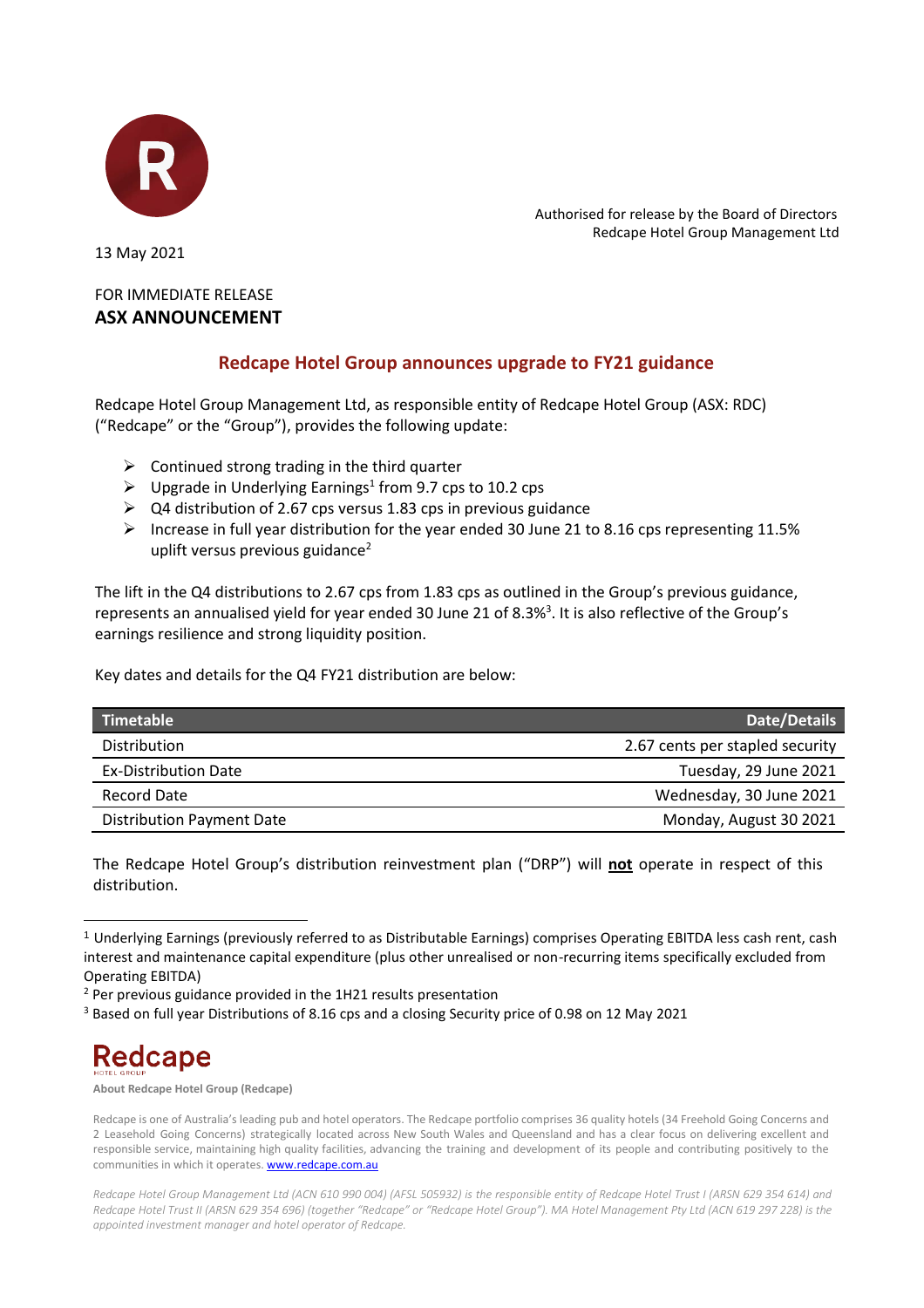Authorised for release by the Board of Directors
Redcape Hotel Group Management Ltd

13 May 2021

FOR IMMEDIATE RELEASE
**ASX ANNOUNCEMENT**

## Redcape Hotel Group announces upgrade to FY21 guidance

Redcape Hotel Group Management Ltd, as responsible entity of Redcape Hotel Group (ASX: RDC) ("Redcape" or the "Group"), provides the following update:

- Continued strong trading in the third quarter
- Upgrade in Underlying Earnings[1] from 9.7 cps to 10.2 cps
- Q4 distribution of 2.67 cps versus 1.83 cps in previous guidance
- Increase in full year distribution for the year ended 30 June 21 to 8.16 cps representing 11.5% uplift versus previous guidance[2]

The lift in the Q4 distributions to 2.67 cps from 1.83 cps as outlined in the Group's previous guidance, represents an annualised yield for year ended 30 June 21 of 8.3%[3]. It is also reflective of the Group's earnings resilience and strong liquidity position.

Key dates and details for the Q4 FY21 distribution are below:

| Timetable | Date/Details |
|---|---|
| Distribution | 2.67 cents per stapled security |
| Ex-Distribution Date | Tuesday, 29 June 2021 |
| Record Date | Wednesday, 30 June 2021 |
| Distribution Payment Date | Monday, August 30 2021 |

The Redcape Hotel Group's distribution reinvestment plan ("DRP") will **not** operate in respect of this distribution.

[1] Underlying Earnings (previously referred to as Distributable Earnings) comprises Operating EBITDA less cash rent, cash interest and maintenance capital expenditure (plus other unrealised or non-recurring items specifically excluded from Operating EBITDA)

[2] Per previous guidance provided in the 1H21 results presentation

[3] Based on full year Distributions of 8.16 cps and a closing Security price of 0.98 on 12 May 2021

**About Redcape Hotel Group (Redcape)**

Redcape is one of Australia's leading pub and hotel operators. The Redcape portfolio comprises 36 quality hotels (34 Freehold Going Concerns and 2 Leasehold Going Concerns) strategically located across New South Wales and Queensland and has a clear focus on delivering excellent and responsible service, maintaining high quality facilities, advancing the training and development of its people and contributing positively to the communities in which it operates. www.redcape.com.au

*Redcape Hotel Group Management Ltd (ACN 610 990 004) (AFSL 505932) is the responsible entity of Redcape Hotel Trust I (ARSN 629 354 614) and Redcape Hotel Trust II (ARSN 629 354 696) (together "Redcape" or "Redcape Hotel Group"). MA Hotel Management Pty Ltd (ACN 619 297 228) is the appointed investment manager and hotel operator of Redcape.*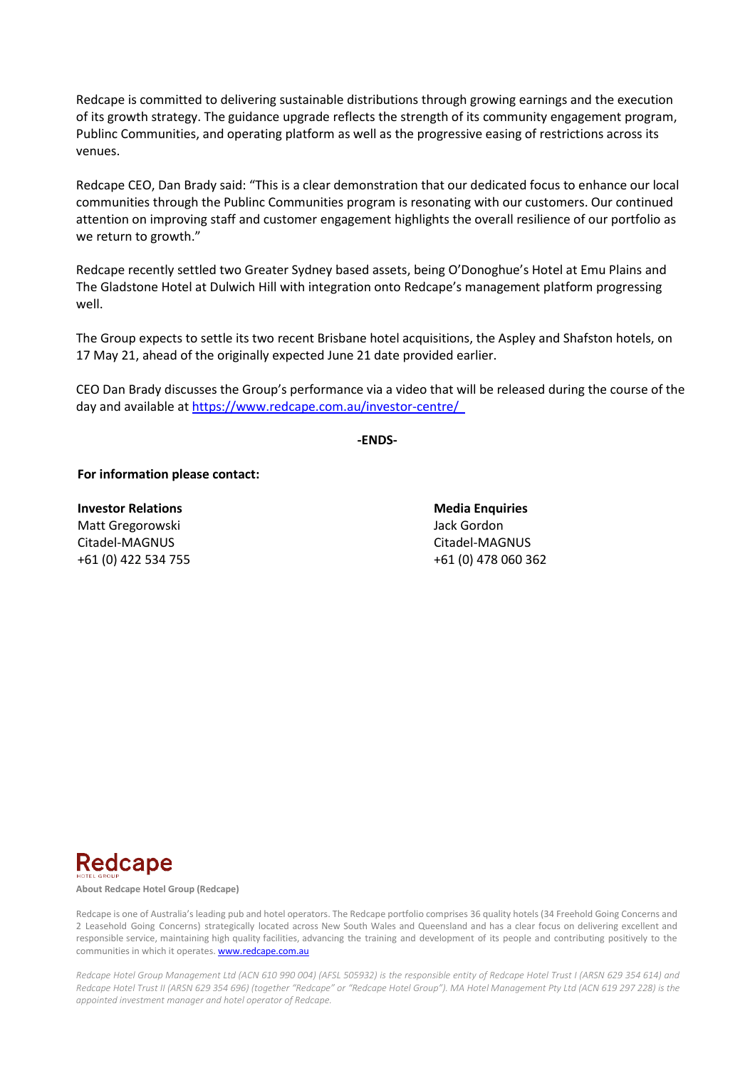Redcape is committed to delivering sustainable distributions through growing earnings and the execution of its growth strategy. The guidance upgrade reflects the strength of its community engagement program, Publinc Communities, and operating platform as well as the progressive easing of restrictions across its venues.

Redcape CEO, Dan Brady said: "This is a clear demonstration that our dedicated focus to enhance our local communities through the Publinc Communities program is resonating with our customers. Our continued attention on improving staff and customer engagement highlights the overall resilience of our portfolio as we return to growth."

Redcape recently settled two Greater Sydney based assets, being O'Donoghue's Hotel at Emu Plains and The Gladstone Hotel at Dulwich Hill with integration onto Redcape's management platform progressing well.

The Group expects to settle its two recent Brisbane hotel acquisitions, the Aspley and Shafston hotels, on 17 May 21, ahead of the originally expected June 21 date provided earlier.

CEO Dan Brady discusses the Group's performance via a video that will be released during the course of the day and available at https://www.redcape.com.au/investor-centre/

**-ENDS-**

**For information please contact:**

**Investor Relations**
Matt Gregorowski
Citadel-MAGNUS
+61 (0) 422 534 755

**Media Enquiries**
Jack Gordon
Citadel-MAGNUS
+61 (0) 478 060 362

Redcape
HOTEL GROUP

**About Redcape Hotel Group (Redcape)**

Redcape is one of Australia's leading pub and hotel operators. The Redcape portfolio comprises 36 quality hotels (34 Freehold Going Concerns and 2 Leasehold Going Concerns) strategically located across New South Wales and Queensland and has a clear focus on delivering excellent and responsible service, maintaining high quality facilities, advancing the training and development of its people and contributing positively to the communities in which it operates. www.redcape.com.au

*Redcape Hotel Group Management Ltd (ACN 610 990 004) (AFSL 505932) is the responsible entity of Redcape Hotel Trust I (ARSN 629 354 614) and Redcape Hotel Trust II (ARSN 629 354 696) (together "Redcape" or "Redcape Hotel Group"). MA Hotel Management Pty Ltd (ACN 619 297 228) is the appointed investment manager and hotel operator of Redcape.*